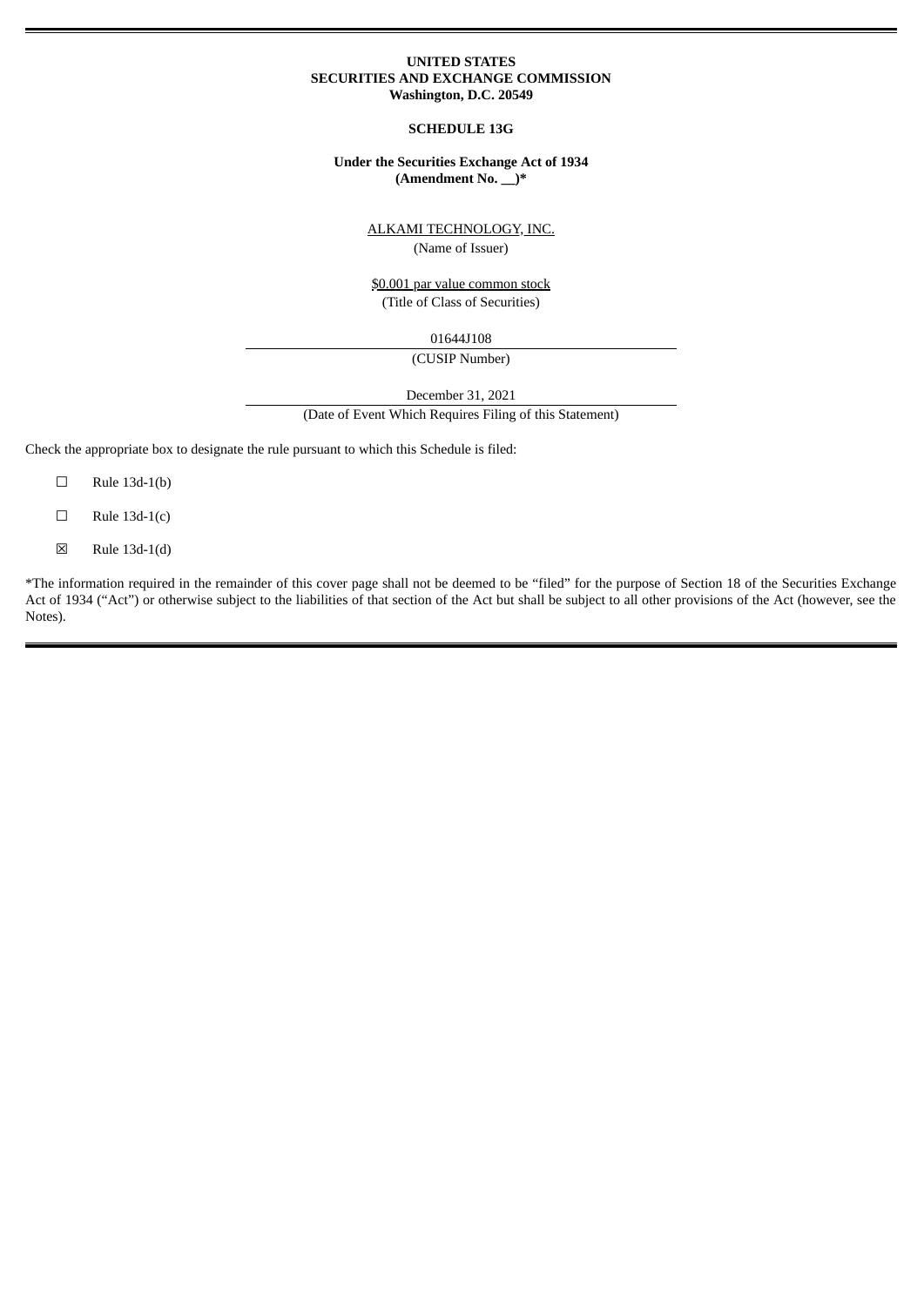**UNITED STATES**
**SECURITIES AND EXCHANGE COMMISSION**
**Washington, D.C. 20549**

**SCHEDULE 13G**

**Under the Securities Exchange Act of 1934**
**(Amendment No. __)***

ALKAMI TECHNOLOGY, INC.
(Name of Issuer)

$0.001 par value common stock
(Title of Class of Securities)

01644J108
(CUSIP Number)

December 31, 2021
(Date of Event Which Requires Filing of this Statement)

Check the appropriate box to designate the rule pursuant to which this Schedule is filed:

☐ Rule 13d-1(b)

☐ Rule 13d-1(c)

☒ Rule 13d-1(d)

*The information required in the remainder of this cover page shall not be deemed to be "filed" for the purpose of Section 18 of the Securities Exchange Act of 1934 ("Act") or otherwise subject to the liabilities of that section of the Act but shall be subject to all other provisions of the Act (however, see the Notes).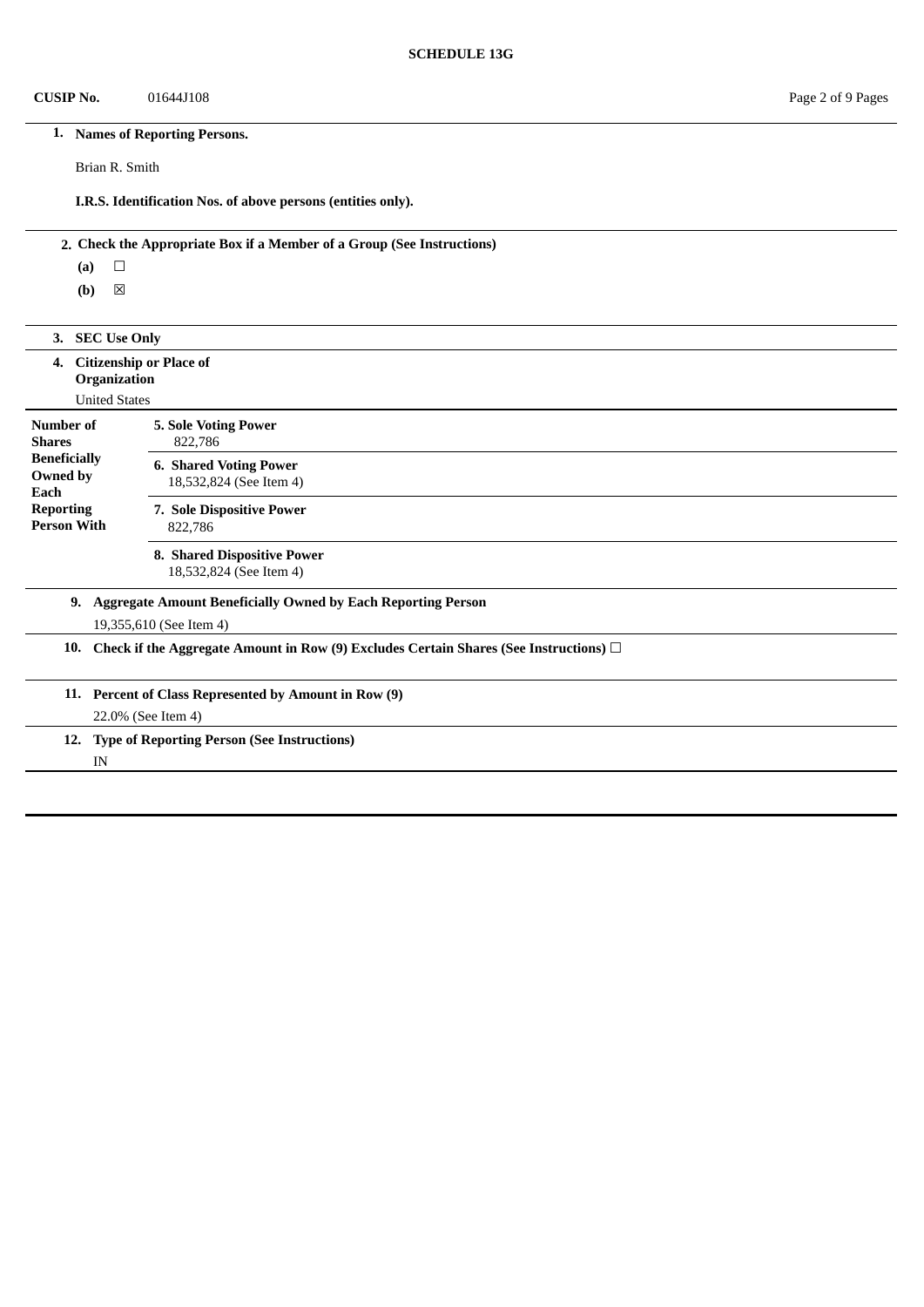**SCHEDULE 13G**

**CUSIP No.** 01644J108

| | |
|---|---|
| **1. Names of Reporting Persons.** | |
| Brian R. Smith | |
| **I.R.S. Identification Nos. of above persons (entities only).** | |
| **2. Check the Appropriate Box if a Member of a Group (See Instructions)** | |
| **(a)** ☐ | |
| **(b)** ☒ | |
| **3. SEC Use Only** | |
| **4. Citizenship or Place of Organization** | |
| United States | |

| | |
|---|---|
| **Number of Shares Beneficially Owned by Each Reporting Person With** | **5. Sole Voting Power** 822,786 |
| | **6. Shared Voting Power** 18,532,824 (See Item 4) |
| | **7. Sole Dispositive Power** 822,786 |
| | **8. Shared Dispositive Power** 18,532,824 (See Item 4) |

| | |
|---|---|
| **9. Aggregate Amount Beneficially Owned by Each Reporting Person** | |
| 19,355,610 (See Item 4) | |
| **10. Check if the Aggregate Amount in Row (9) Excludes Certain Shares (See Instructions)** ☐ | |
| **11. Percent of Class Represented by Amount in Row (9)** | |
| 22.0% (See Item 4) | |
| **12. Type of Reporting Person (See Instructions)** | |
| IN | |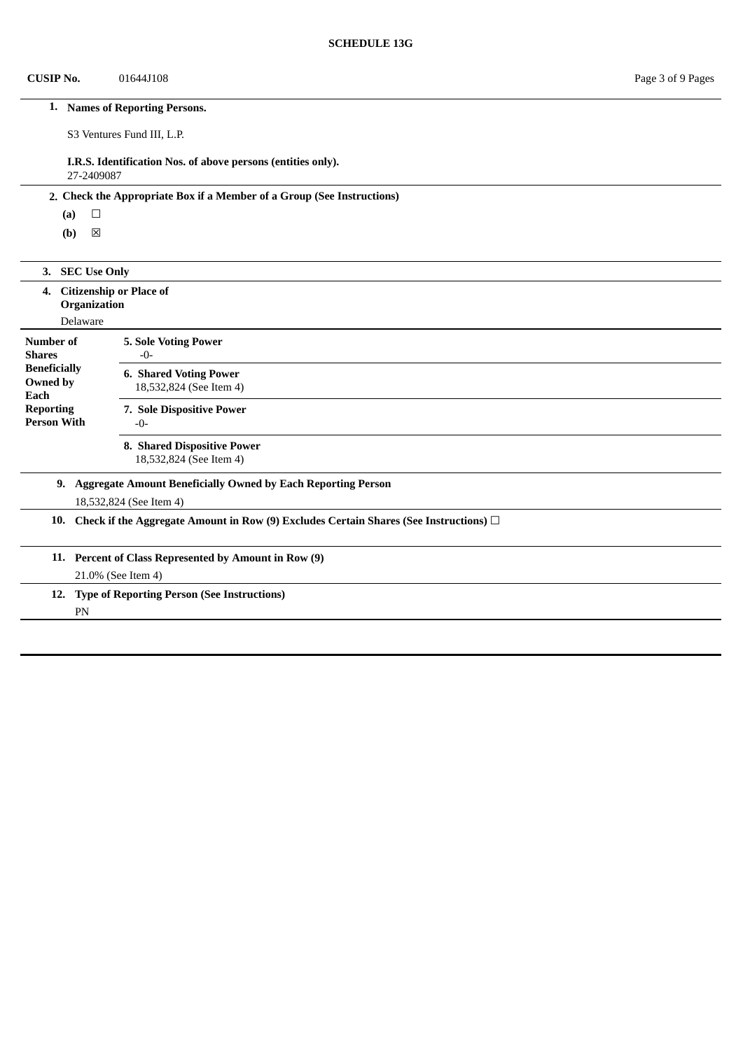**SCHEDULE 13G**

**CUSIP No.** 01644J108

| | |
|---|---|
| **1. Names of Reporting Persons.**<br><br>S3 Ventures Fund III, L.P.<br><br>**I.R.S. Identification Nos. of above persons (entities only).**<br>27-2409087 | |
| **2. Check the Appropriate Box if a Member of a Group (See Instructions)**<br>**(a)** ☐<br>**(b)** ☒ | |
| **3. SEC Use Only** | |
| **4. Citizenship or Place of Organization**<br>Delaware | |
| **Number of Shares Beneficially Owned by Each Reporting Person With** | **5. Sole Voting Power**<br>-0- |
| | **6. Shared Voting Power**<br>18,532,824 (See Item 4) |
| | **7. Sole Dispositive Power**<br>-0- |
| | **8. Shared Dispositive Power**<br>18,532,824 (See Item 4) |
| **9. Aggregate Amount Beneficially Owned by Each Reporting Person**<br>18,532,824 (See Item 4) | |
| **10. Check if the Aggregate Amount in Row (9) Excludes Certain Shares (See Instructions)** ☐ | |
| **11. Percent of Class Represented by Amount in Row (9)**<br>21.0% (See Item 4) | |
| **12. Type of Reporting Person (See Instructions)**<br>PN | |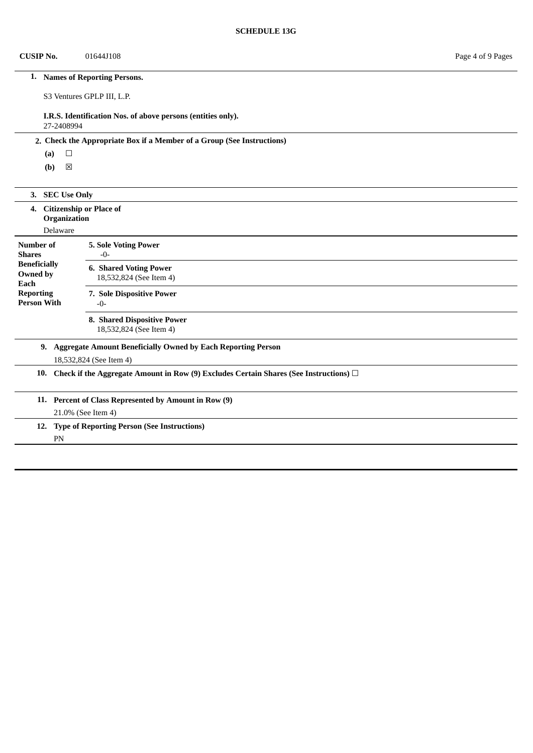**SCHEDULE 13G**

| **CUSIP No.** | 01644J108 |
|---|---|

| | |
|---|---|
| **1. Names of Reporting Persons.** | |
| S3 Ventures GPLP III, L.P. | |
| **I.R.S. Identification Nos. of above persons (entities only).** | |
| 27-2408994 | |
| **2. Check the Appropriate Box if a Member of a Group (See Instructions)** | |
| **(a)** ☐ | |
| **(b)** ☒ | |
| **3. SEC Use Only** | |
| **4. Citizenship or Place of Organization** | |
| Delaware | |

| **Number of Shares Beneficially Owned by Each Reporting Person With** | |
|---|---|
| | **5. Sole Voting Power** -0- |
| | **6. Shared Voting Power** 18,532,824 (See Item 4) |
| | **7. Sole Dispositive Power** -0- |
| | **8. Shared Dispositive Power** 18,532,824 (See Item 4) |

| | |
|---|---|
| **9.** | **Aggregate Amount Beneficially Owned by Each Reporting Person** |
| | 18,532,824 (See Item 4) |
| **10.** | **Check if the Aggregate Amount in Row (9) Excludes Certain Shares (See Instructions)** ☐ |
| **11.** | **Percent of Class Represented by Amount in Row (9)** |
| | 21.0% (See Item 4) |
| **12.** | **Type of Reporting Person (See Instructions)** |
| | PN |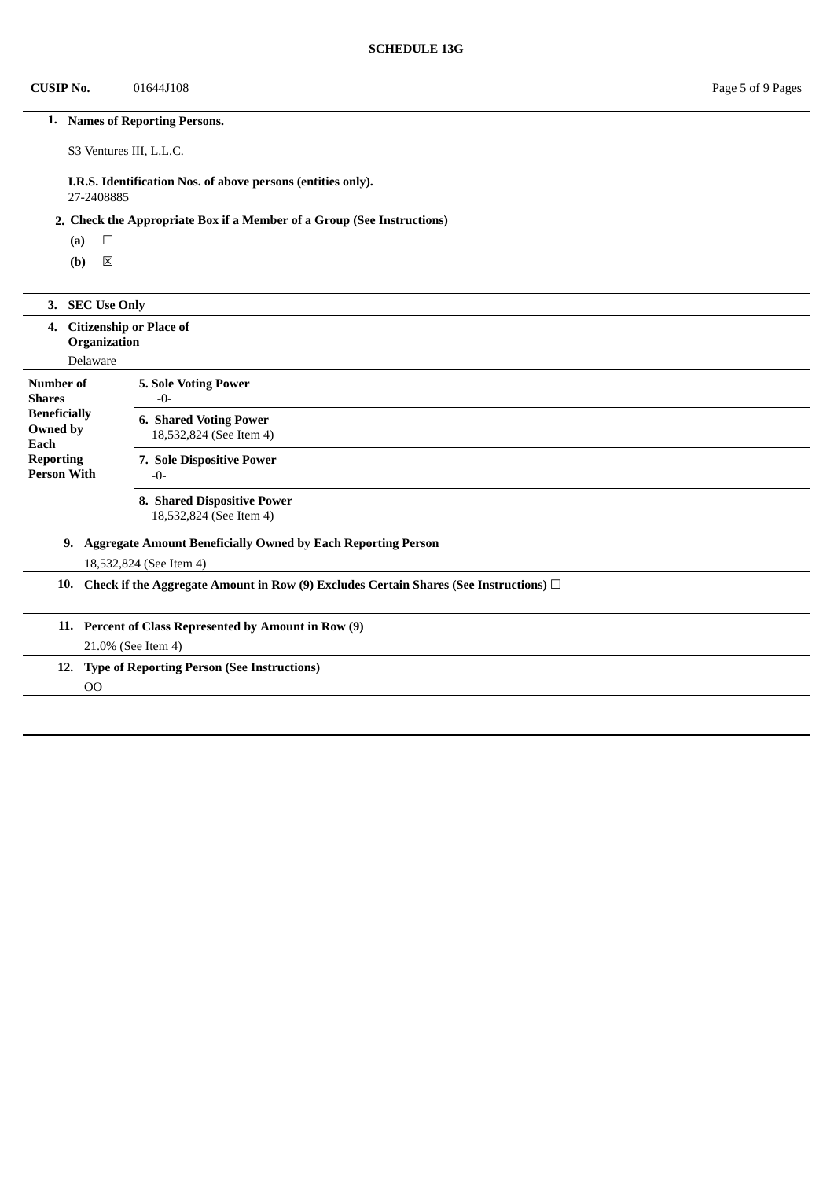**SCHEDULE 13G**

**CUSIP No.** 01644J108

| | |
|---|---|
| **1. Names of Reporting Persons.** | |
| S3 Ventures III, L.L.C. | |
| **I.R.S. Identification Nos. of above persons (entities only).** | |
| 27-2408885 | |
| **2. Check the Appropriate Box if a Member of a Group (See Instructions)** | |
| **(a)** ☐ | |
| **(b)** ☒ | |
| **3. SEC Use Only** | |
| **4. Citizenship or Place of Organization** | |
| Delaware | |
| **Number of Shares Beneficially Owned by Each Reporting Person With** | **5. Sole Voting Power** -0- |
| | **6. Shared Voting Power** 18,532,824 (See Item 4) |
| | **7. Sole Dispositive Power** -0- |
| | **8. Shared Dispositive Power** 18,532,824 (See Item 4) |
| **9. Aggregate Amount Beneficially Owned by Each Reporting Person** | |
| 18,532,824 (See Item 4) | |
| **10. Check if the Aggregate Amount in Row (9) Excludes Certain Shares (See Instructions)** ☐ | |
| **11. Percent of Class Represented by Amount in Row (9)** | |
| 21.0% (See Item 4) | |
| **12. Type of Reporting Person (See Instructions)** | |
| OO | |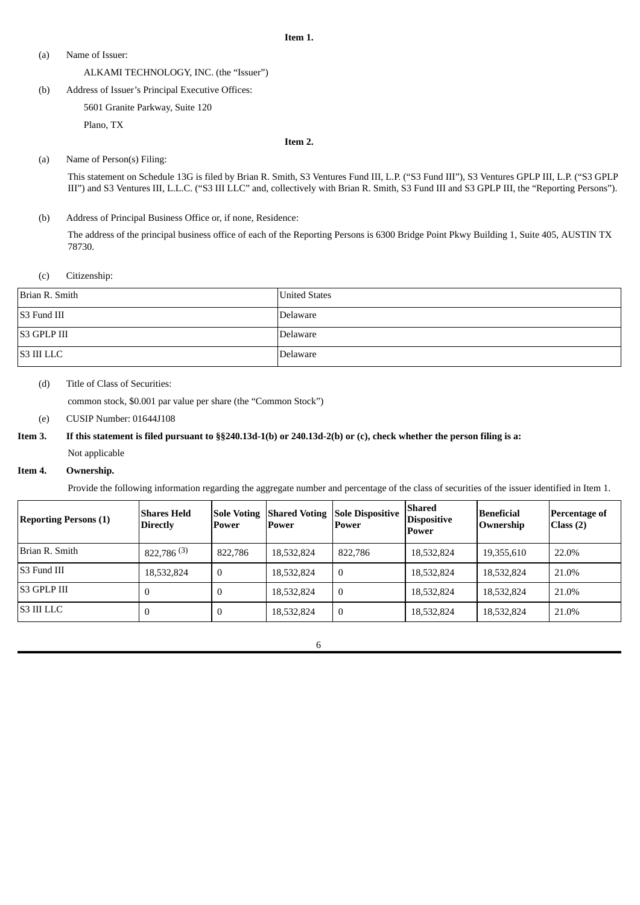**Item 1.**

(a) Name of Issuer:

ALKAMI TECHNOLOGY, INC. (the "Issuer")

(b) Address of Issuer's Principal Executive Offices:

5601 Granite Parkway, Suite 120

Plano, TX

**Item 2.**

(a) Name of Person(s) Filing:

This statement on Schedule 13G is filed by Brian R. Smith, S3 Ventures Fund III, L.P. ("S3 Fund III"), S3 Ventures GPLP III, L.P. ("S3 GPLP III") and S3 Ventures III, L.L.C. ("S3 III LLC" and, collectively with Brian R. Smith, S3 Fund III and S3 GPLP III, the "Reporting Persons").

(b) Address of Principal Business Office or, if none, Residence:

The address of the principal business office of each of the Reporting Persons is 6300 Bridge Point Pkwy Building 1, Suite 405, AUSTIN TX 78730.

(c) Citizenship:

| | |
|---|---|
| Brian R. Smith | United States |
| S3 Fund III | Delaware |
| S3 GPLP III | Delaware |
| S3 III LLC | Delaware |

(d) Title of Class of Securities:

common stock, $0.001 par value per share (the "Common Stock")

(e) CUSIP Number: 01644J108

**Item 3. If this statement is filed pursuant to §§240.13d-1(b) or 240.13d-2(b) or (c), check whether the person filing is a:**

Not applicable

**Item 4. Ownership.**

Provide the following information regarding the aggregate number and percentage of the class of securities of the issuer identified in Item 1.

| Reporting Persons (1) | Shares Held Directly | Sole Voting Power | Shared Voting Power | Sole Dispositive Power | Shared Dispositive Power | Beneficial Ownership | Percentage of Class (2) |
|---|---|---|---|---|---|---|---|
| Brian R. Smith | 822,786 [(3)] | 822,786 | 18,532,824 | 822,786 | 18,532,824 | 19,355,610 | 22.0% |
| S3 Fund III | 18,532,824 | 0 | 18,532,824 | 0 | 18,532,824 | 18,532,824 | 21.0% |
| S3 GPLP III | 0 | 0 | 18,532,824 | 0 | 18,532,824 | 18,532,824 | 21.0% |
| S3 III LLC | 0 | 0 | 18,532,824 | 0 | 18,532,824 | 18,532,824 | 21.0% |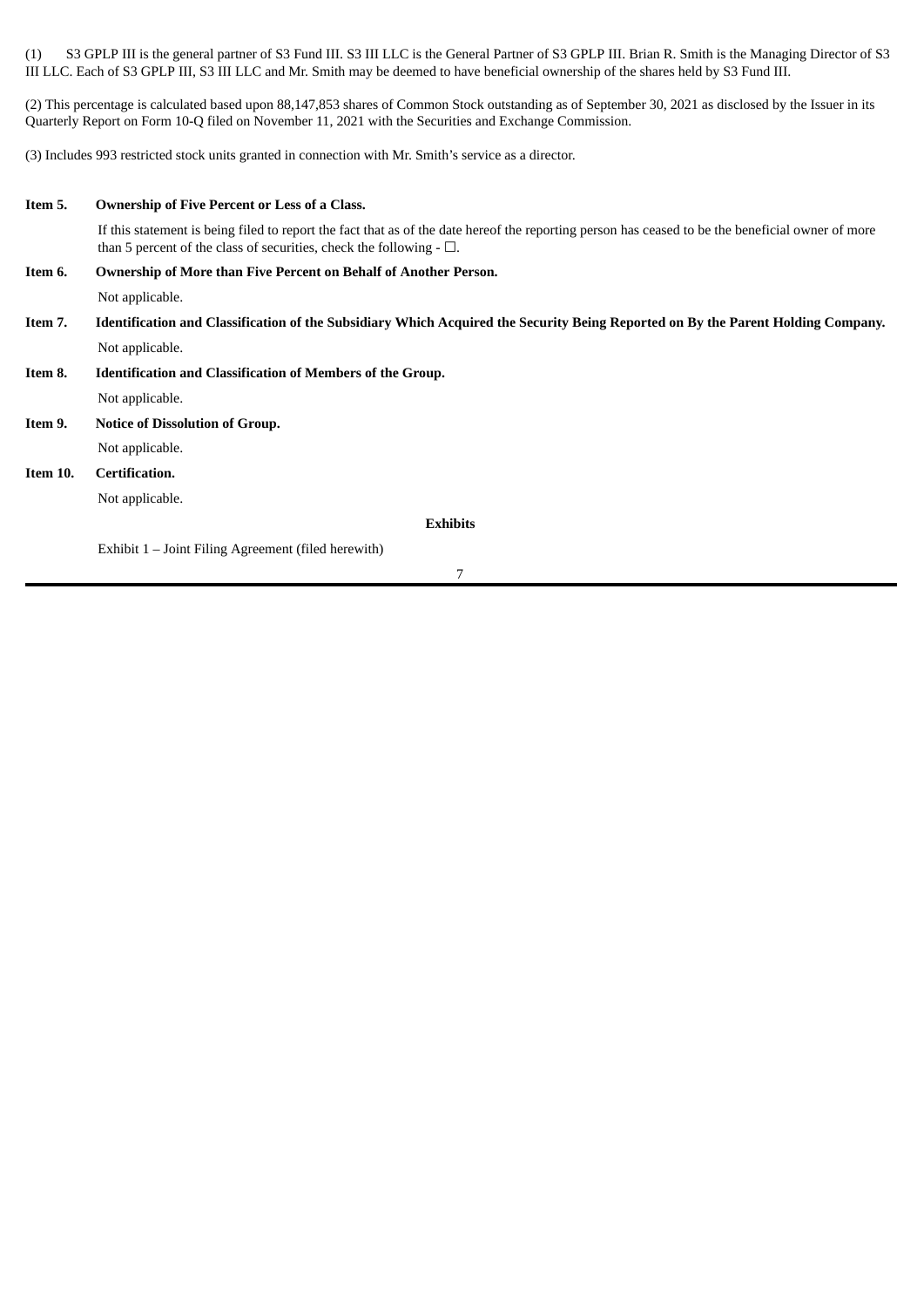(1) S3 GPLP III is the general partner of S3 Fund III. S3 III LLC is the General Partner of S3 GPLP III. Brian R. Smith is the Managing Director of S3 III LLC. Each of S3 GPLP III, S3 III LLC and Mr. Smith may be deemed to have beneficial ownership of the shares held by S3 Fund III.

(2) This percentage is calculated based upon 88,147,853 shares of Common Stock outstanding as of September 30, 2021 as disclosed by the Issuer in its Quarterly Report on Form 10-Q filed on November 11, 2021 with the Securities and Exchange Commission.

(3) Includes 993 restricted stock units granted in connection with Mr. Smith's service as a director.

**Item 5. Ownership of Five Percent or Less of a Class.**

If this statement is being filed to report the fact that as of the date hereof the reporting person has ceased to be the beneficial owner of more than 5 percent of the class of securities, check the following - ☐.

**Item 6. Ownership of More than Five Percent on Behalf of Another Person.**

Not applicable.

**Item 7. Identification and Classification of the Subsidiary Which Acquired the Security Being Reported on By the Parent Holding Company.**

Not applicable.

**Item 8. Identification and Classification of Members of the Group.**

Not applicable.

**Item 9. Notice of Dissolution of Group.**

Not applicable.

**Item 10. Certification.**

Not applicable.

**Exhibits**

Exhibit 1 – Joint Filing Agreement (filed herewith)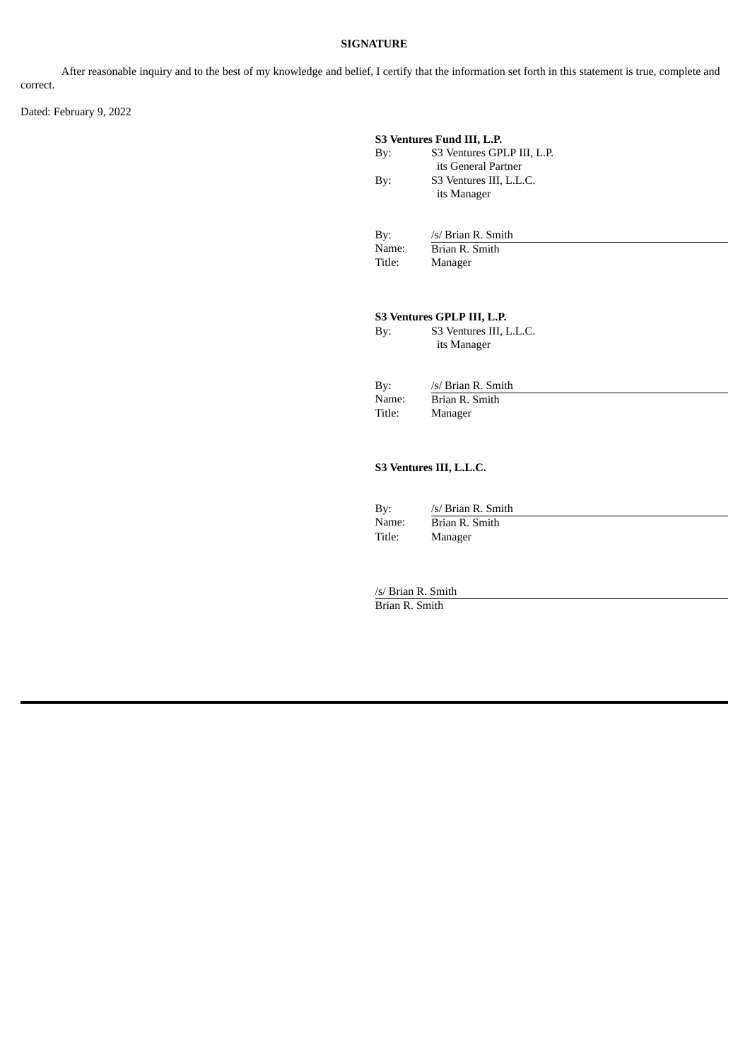**SIGNATURE**

After reasonable inquiry and to the best of my knowledge and belief, I certify that the information set forth in this statement is true, complete and correct.

Dated: February 9, 2022

**S3 Ventures Fund III, L.P.**
By: S3 Ventures GPLP III, L.P.
its General Partner
By: S3 Ventures III, L.L.C.
its Manager

By: /s/ Brian R. Smith
Name: Brian R. Smith
Title: Manager

**S3 Ventures GPLP III, L.P.**
By: S3 Ventures III, L.L.C.
its Manager

By: /s/ Brian R. Smith
Name: Brian R. Smith
Title: Manager

**S3 Ventures III, L.L.C.**

By: /s/ Brian R. Smith
Name: Brian R. Smith
Title: Manager

/s/ Brian R. Smith
Brian R. Smith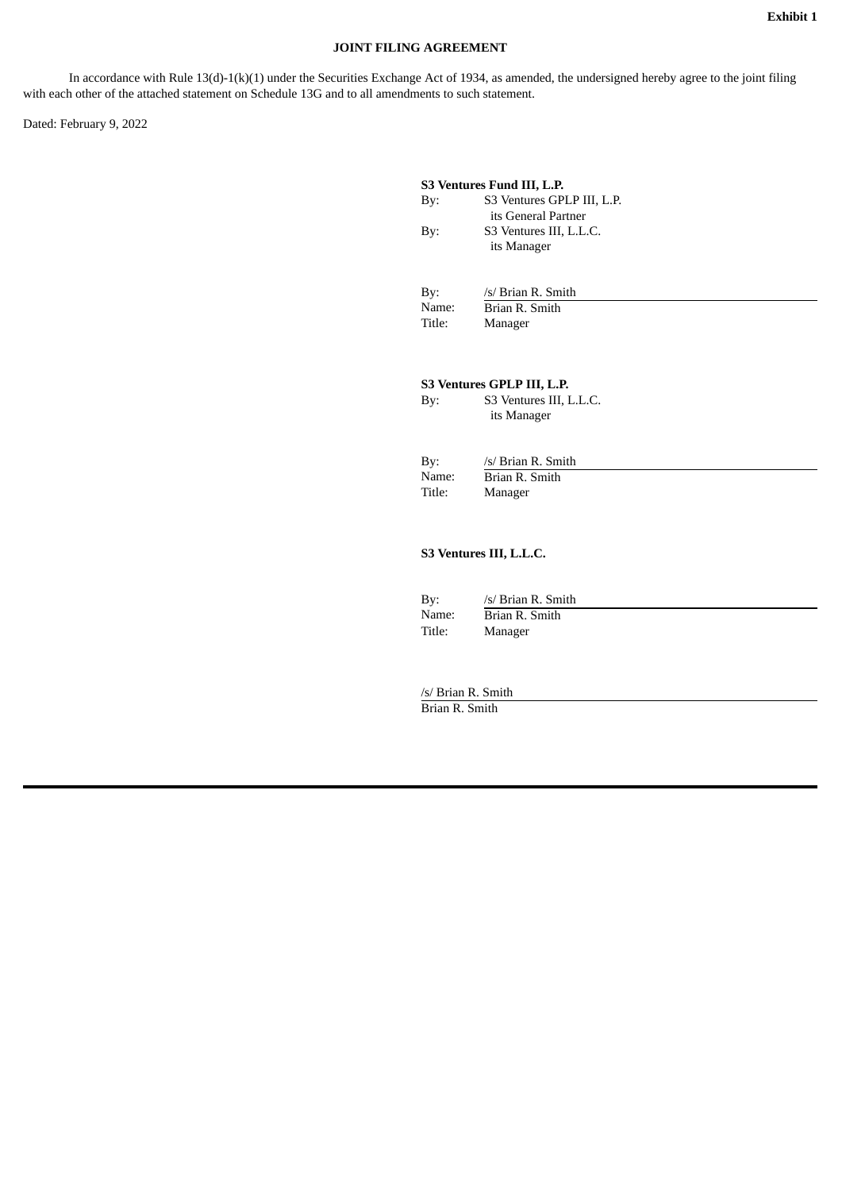**Exhibit 1**

**JOINT FILING AGREEMENT**

In accordance with Rule 13(d)-1(k)(1) under the Securities Exchange Act of 1934, as amended, the undersigned hereby agree to the joint filing with each other of the attached statement on Schedule 13G and to all amendments to such statement.

Dated: February 9, 2022

**S3 Ventures Fund III, L.P.**

By: S3 Ventures GPLP III, L.P.
its General Partner

By: S3 Ventures III, L.L.C.
its Manager

By: /s/ Brian R. Smith
Name: Brian R. Smith
Title: Manager

**S3 Ventures GPLP III, L.P.**

By: S3 Ventures III, L.L.C.
its Manager

By: /s/ Brian R. Smith
Name: Brian R. Smith
Title: Manager

**S3 Ventures III, L.L.C.**

By: /s/ Brian R. Smith
Name: Brian R. Smith
Title: Manager

/s/ Brian R. Smith
Brian R. Smith